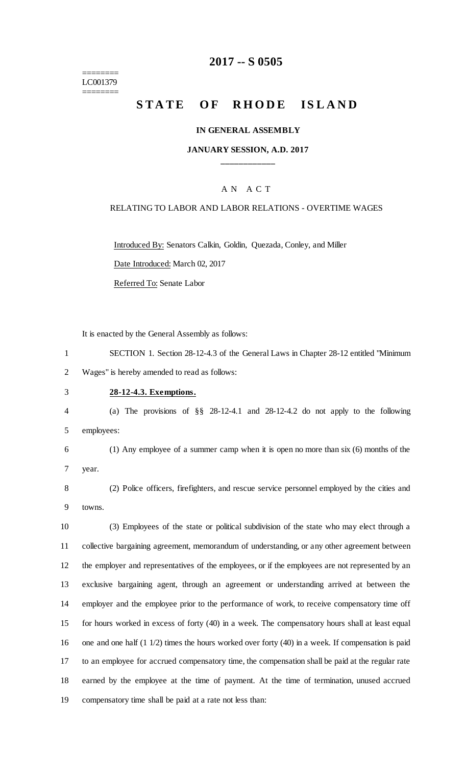========
LC001379
========

# 2017 -- S 0505

# STATE OF RHODE ISLAND

### IN GENERAL ASSEMBLY

### JANUARY SESSION, A.D. 2017

____________

A N A C T

RELATING TO LABOR AND LABOR RELATIONS - OVERTIME WAGES

Introduced By: Senators Calkin, Goldin, Quezada, Conley, and Miller

Date Introduced: March 02, 2017

Referred To: Senate Labor

It is enacted by the General Assembly as follows:

SECTION 1. Section 28-12-4.3 of the General Laws in Chapter 28-12 entitled "Minimum Wages" is hereby amended to read as follows:

**28-12-4.3. Exemptions.**

(a) The provisions of §§ 28-12-4.1 and 28-12-4.2 do not apply to the following employees:

(1) Any employee of a summer camp when it is open no more than six (6) months of the year.

(2) Police officers, firefighters, and rescue service personnel employed by the cities and towns.

(3) Employees of the state or political subdivision of the state who may elect through a collective bargaining agreement, memorandum of understanding, or any other agreement between the employer and representatives of the employees, or if the employees are not represented by an exclusive bargaining agent, through an agreement or understanding arrived at between the employer and the employee prior to the performance of work, to receive compensatory time off for hours worked in excess of forty (40) in a week. The compensatory hours shall at least equal one and one half (1 1/2) times the hours worked over forty (40) in a week. If compensation is paid to an employee for accrued compensatory time, the compensation shall be paid at the regular rate earned by the employee at the time of payment. At the time of termination, unused accrued compensatory time shall be paid at a rate not less than: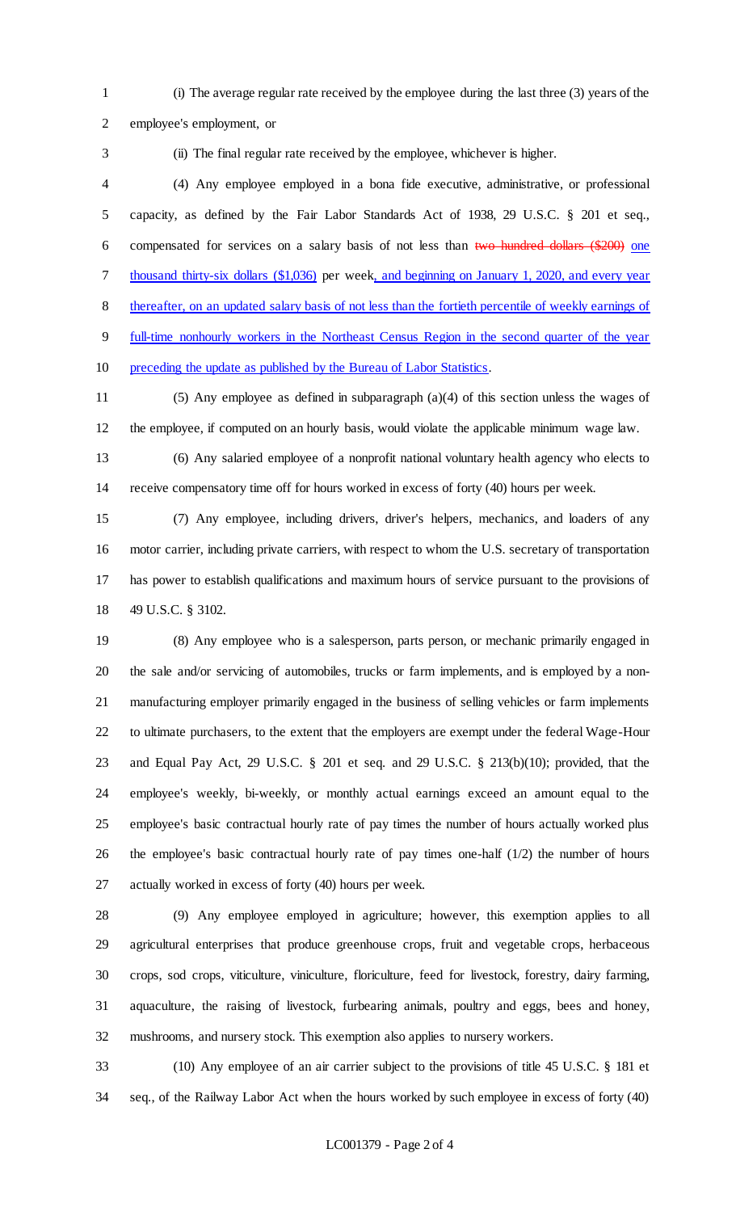(i) The average regular rate received by the employee during the last three (3) years of the employee's employment, or

(ii) The final regular rate received by the employee, whichever is higher.

(4) Any employee employed in a bona fide executive, administrative, or professional capacity, as defined by the Fair Labor Standards Act of 1938, 29 U.S.C. § 201 et seq., compensated for services on a salary basis of not less than ~~two hundred dollars ($200)~~ one thousand thirty-six dollars ($1,036) per week, and beginning on January 1, 2020, and every year thereafter, on an updated salary basis of not less than the fortieth percentile of weekly earnings of full-time nonhourly workers in the Northeast Census Region in the second quarter of the year preceding the update as published by the Bureau of Labor Statistics.

(5) Any employee as defined in subparagraph (a)(4) of this section unless the wages of the employee, if computed on an hourly basis, would violate the applicable minimum wage law.

(6) Any salaried employee of a nonprofit national voluntary health agency who elects to receive compensatory time off for hours worked in excess of forty (40) hours per week.

(7) Any employee, including drivers, driver's helpers, mechanics, and loaders of any motor carrier, including private carriers, with respect to whom the U.S. secretary of transportation has power to establish qualifications and maximum hours of service pursuant to the provisions of 49 U.S.C. § 3102.

(8) Any employee who is a salesperson, parts person, or mechanic primarily engaged in the sale and/or servicing of automobiles, trucks or farm implements, and is employed by a non-manufacturing employer primarily engaged in the business of selling vehicles or farm implements to ultimate purchasers, to the extent that the employers are exempt under the federal Wage-Hour and Equal Pay Act, 29 U.S.C. § 201 et seq. and 29 U.S.C. § 213(b)(10); provided, that the employee's weekly, bi-weekly, or monthly actual earnings exceed an amount equal to the employee's basic contractual hourly rate of pay times the number of hours actually worked plus the employee's basic contractual hourly rate of pay times one-half (1/2) the number of hours actually worked in excess of forty (40) hours per week.

(9) Any employee employed in agriculture; however, this exemption applies to all agricultural enterprises that produce greenhouse crops, fruit and vegetable crops, herbaceous crops, sod crops, viticulture, viniculture, floriculture, feed for livestock, forestry, dairy farming, aquaculture, the raising of livestock, furbearing animals, poultry and eggs, bees and honey, mushrooms, and nursery stock. This exemption also applies to nursery workers.

(10) Any employee of an air carrier subject to the provisions of title 45 U.S.C. § 181 et seq., of the Railway Labor Act when the hours worked by such employee in excess of forty (40)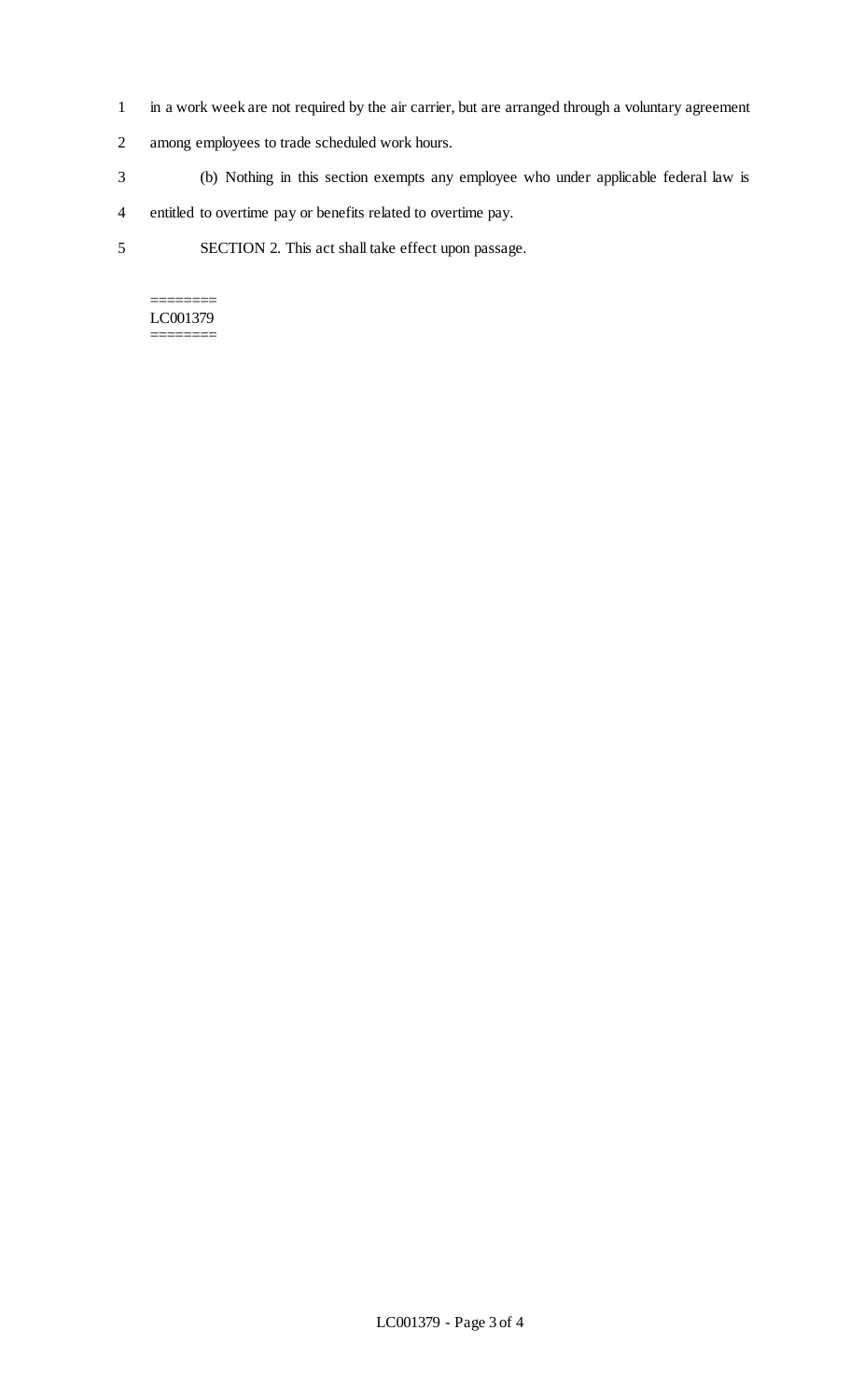in a work week are not required by the air carrier, but are arranged through a voluntary agreement among employees to trade scheduled work hours.

(b) Nothing in this section exempts any employee who under applicable federal law is entitled to overtime pay or benefits related to overtime pay.

SECTION 2. This act shall take effect upon passage.

========
LC001379
========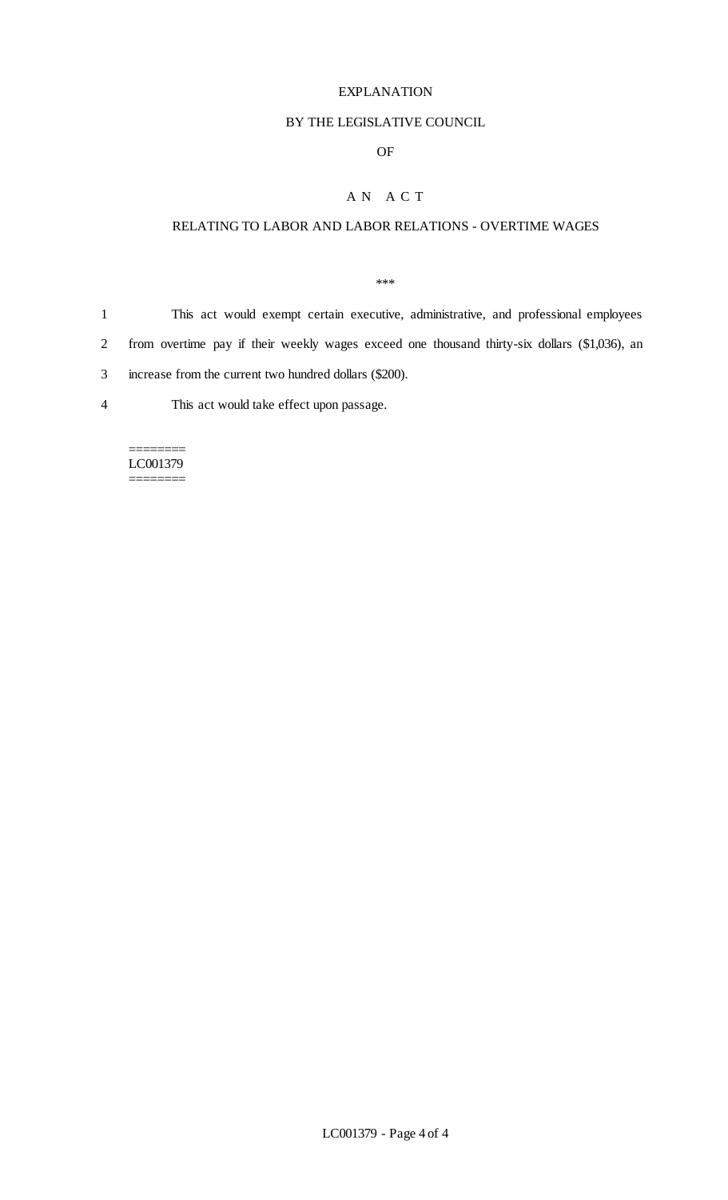EXPLANATION

BY THE LEGISLATIVE COUNCIL

OF

A N A C T

RELATING TO LABOR AND LABOR RELATIONS - OVERTIME WAGES

\*\*\*

1 This act would exempt certain executive, administrative, and professional employees
2 from overtime pay if their weekly wages exceed one thousand thirty-six dollars ($1,036), an
3 increase from the current two hundred dollars ($200).

4 This act would take effect upon passage.

========
LC001379
========